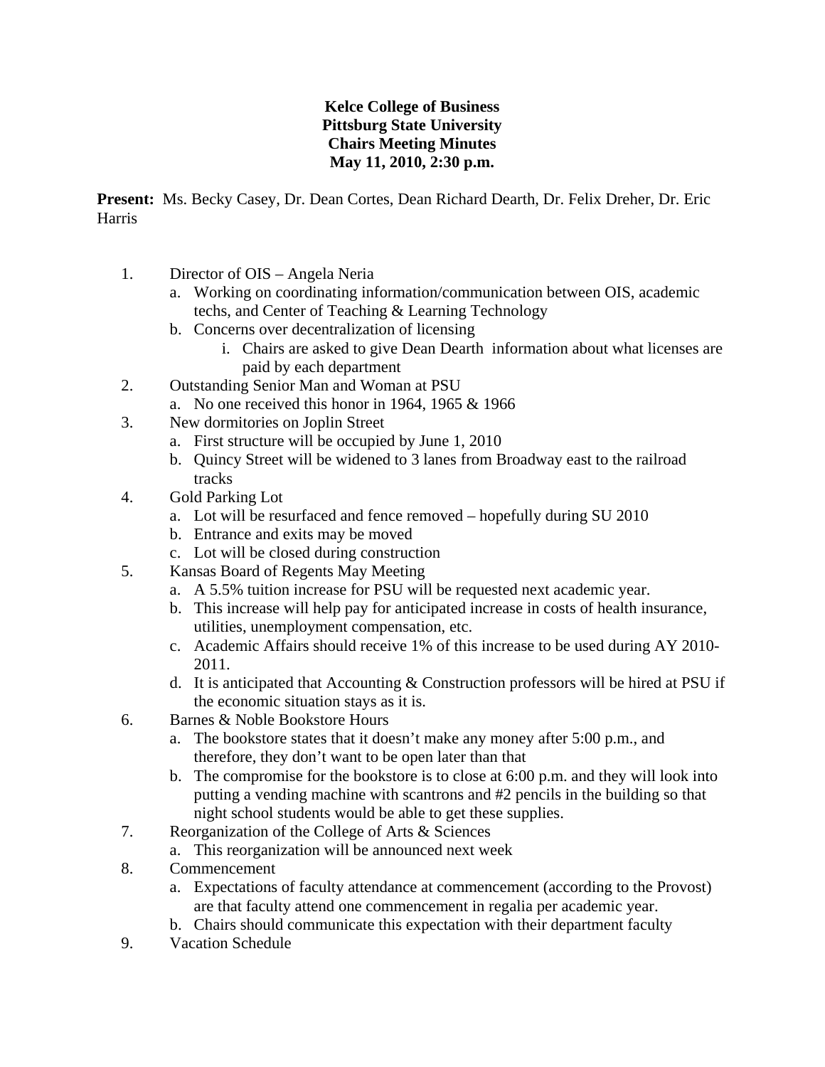**Kelce College of Business**
**Pittsburg State University**
**Chairs Meeting Minutes**
**May 11, 2010, 2:30 p.m.**

**Present:** Ms. Becky Casey, Dr. Dean Cortes, Dean Richard Dearth, Dr. Felix Dreher, Dr. Eric Harris

1. Director of OIS – Angela Neria
   a. Working on coordinating information/communication between OIS, academic techs, and Center of Teaching & Learning Technology
   b. Concerns over decentralization of licensing
      i. Chairs are asked to give Dean Dearth information about what licenses are paid by each department
2. Outstanding Senior Man and Woman at PSU
   a. No one received this honor in 1964, 1965 & 1966
3. New dormitories on Joplin Street
   a. First structure will be occupied by June 1, 2010
   b. Quincy Street will be widened to 3 lanes from Broadway east to the railroad tracks
4. Gold Parking Lot
   a. Lot will be resurfaced and fence removed – hopefully during SU 2010
   b. Entrance and exits may be moved
   c. Lot will be closed during construction
5. Kansas Board of Regents May Meeting
   a. A 5.5% tuition increase for PSU will be requested next academic year.
   b. This increase will help pay for anticipated increase in costs of health insurance, utilities, unemployment compensation, etc.
   c. Academic Affairs should receive 1% of this increase to be used during AY 2010-2011.
   d. It is anticipated that Accounting & Construction professors will be hired at PSU if the economic situation stays as it is.
6. Barnes & Noble Bookstore Hours
   a. The bookstore states that it doesn't make any money after 5:00 p.m., and therefore, they don't want to be open later than that
   b. The compromise for the bookstore is to close at 6:00 p.m. and they will look into putting a vending machine with scantrons and #2 pencils in the building so that night school students would be able to get these supplies.
7. Reorganization of the College of Arts & Sciences
   a. This reorganization will be announced next week
8. Commencement
   a. Expectations of faculty attendance at commencement (according to the Provost) are that faculty attend one commencement in regalia per academic year.
   b. Chairs should communicate this expectation with their department faculty
9. Vacation Schedule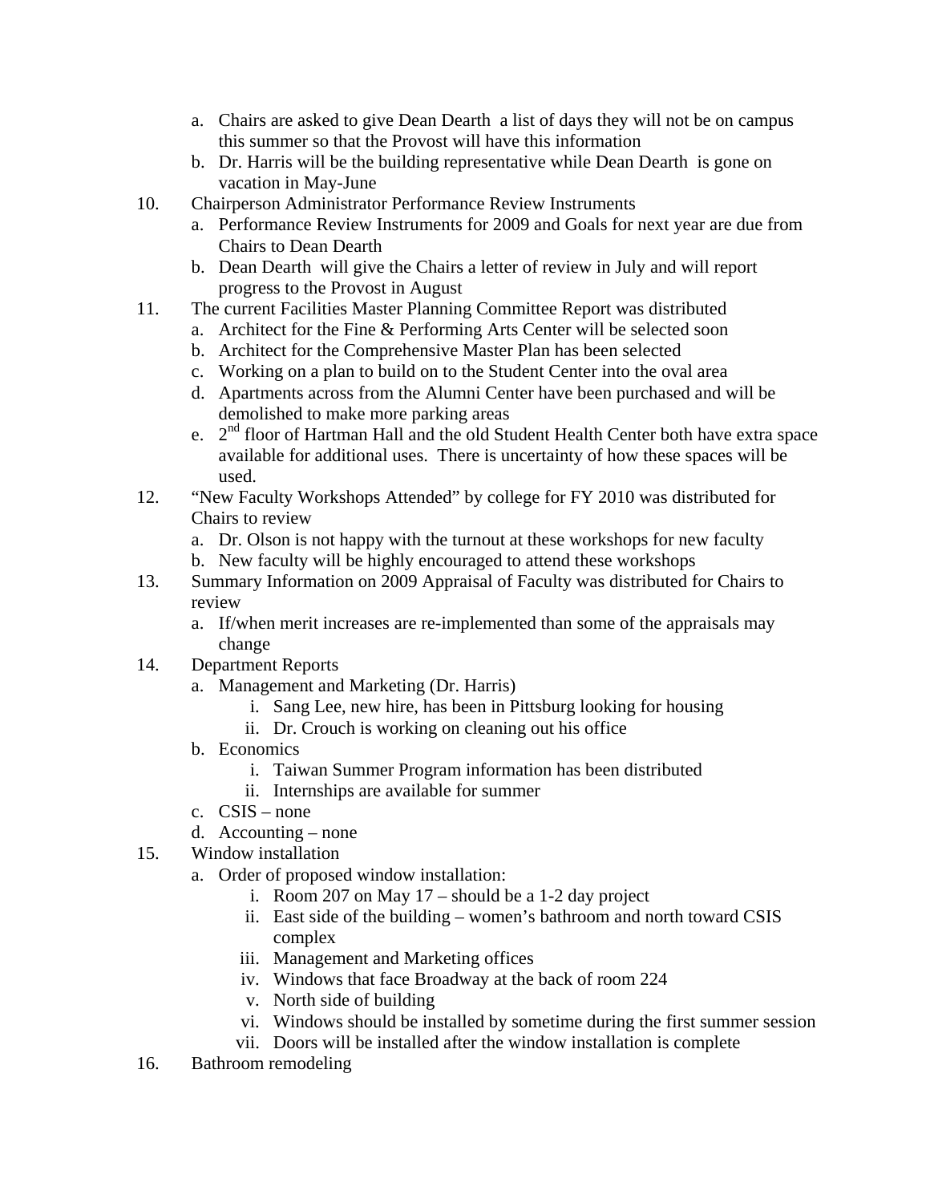a. Chairs are asked to give Dean Dearth a list of days they will not be on campus this summer so that the Provost will have this information
   b. Dr. Harris will be the building representative while Dean Dearth is gone on vacation in May-June

10. Chairperson Administrator Performance Review Instruments
    a. Performance Review Instruments for 2009 and Goals for next year are due from Chairs to Dean Dearth
    b. Dean Dearth will give the Chairs a letter of review in July and will report progress to the Provost in August
11. The current Facilities Master Planning Committee Report was distributed
    a. Architect for the Fine & Performing Arts Center will be selected soon
    b. Architect for the Comprehensive Master Plan has been selected
    c. Working on a plan to build on to the Student Center into the oval area
    d. Apartments across from the Alumni Center have been purchased and will be demolished to make more parking areas
    e. 2nd floor of Hartman Hall and the old Student Health Center both have extra space available for additional uses. There is uncertainty of how these spaces will be used.
12. "New Faculty Workshops Attended" by college for FY 2010 was distributed for Chairs to review
    a. Dr. Olson is not happy with the turnout at these workshops for new faculty
    b. New faculty will be highly encouraged to attend these workshops
13. Summary Information on 2009 Appraisal of Faculty was distributed for Chairs to review
    a. If/when merit increases are re-implemented than some of the appraisals may change
14. Department Reports
    a. Management and Marketing (Dr. Harris)
       i. Sang Lee, new hire, has been in Pittsburg looking for housing
       ii. Dr. Crouch is working on cleaning out his office
    b. Economics
       i. Taiwan Summer Program information has been distributed
       ii. Internships are available for summer
    c. CSIS – none
    d. Accounting – none
15. Window installation
    a. Order of proposed window installation:
       i. Room 207 on May 17 – should be a 1-2 day project
       ii. East side of the building – women's bathroom and north toward CSIS complex
       iii. Management and Marketing offices
       iv. Windows that face Broadway at the back of room 224
       v. North side of building
       vi. Windows should be installed by sometime during the first summer session
       vii. Doors will be installed after the window installation is complete
16. Bathroom remodeling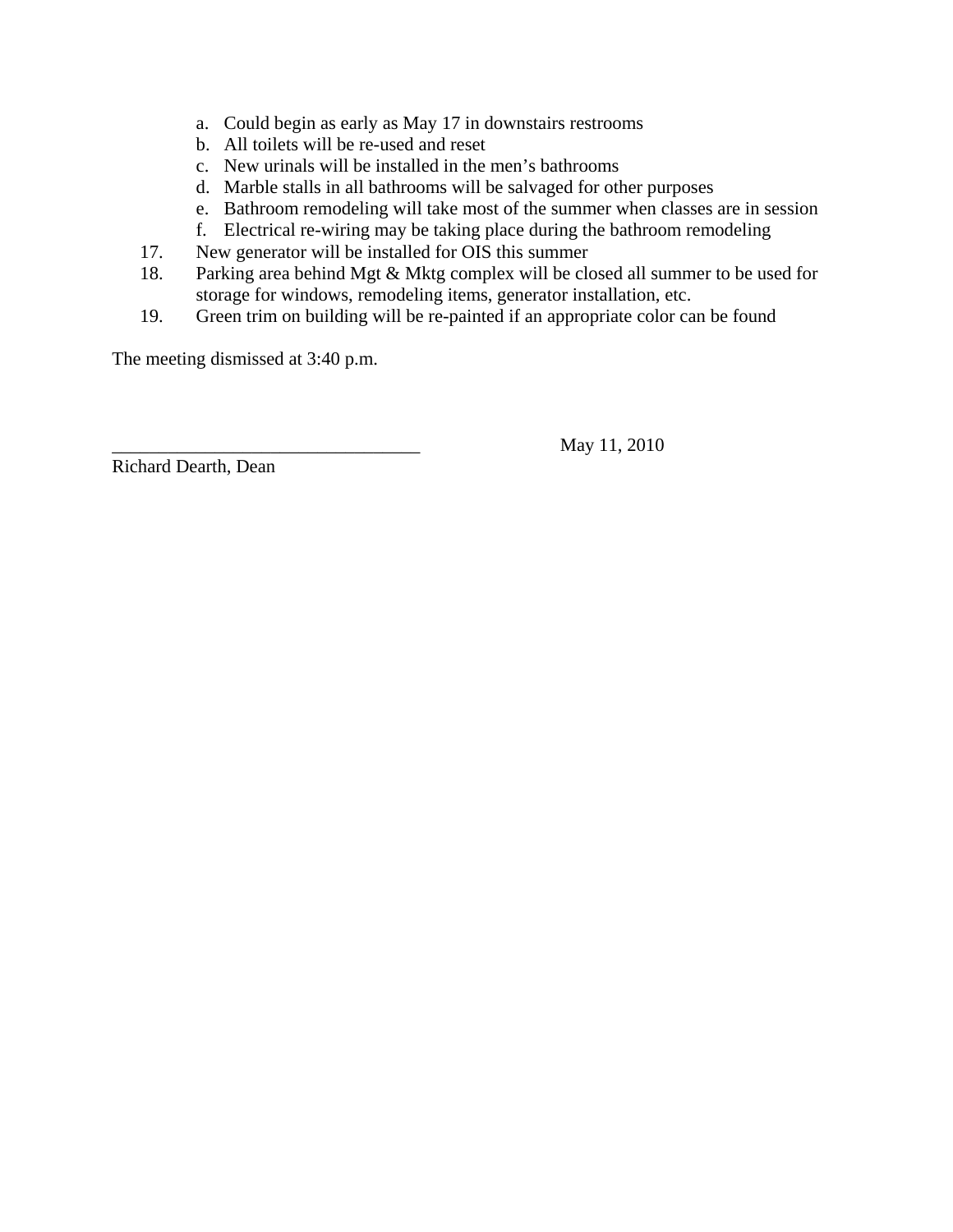a. Could begin as early as May 17 in downstairs restrooms
   b. All toilets will be re-used and reset
   c. New urinals will be installed in the men's bathrooms
   d. Marble stalls in all bathrooms will be salvaged for other purposes
   e. Bathroom remodeling will take most of the summer when classes are in session
   f. Electrical re-wiring may be taking place during the bathroom remodeling

17. New generator will be installed for OIS this summer
18. Parking area behind Mgt & Mktg complex will be closed all summer to be used for storage for windows, remodeling items, generator installation, etc.
19. Green trim on building will be re-painted if an appropriate color can be found

The meeting dismissed at 3:40 p.m.

_________________________________ May 11, 2010

Richard Dearth, Dean